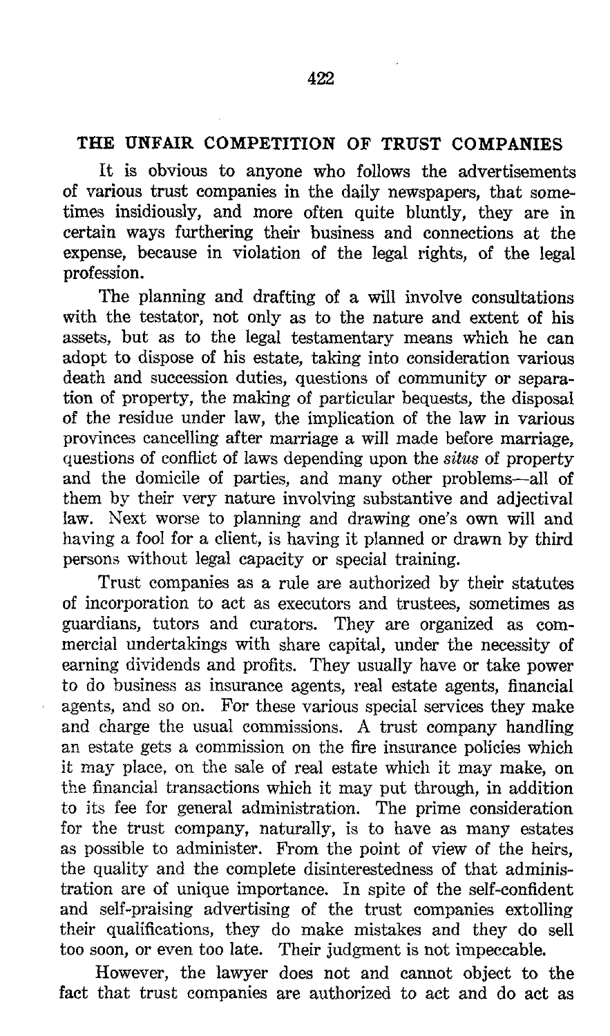## THE UNFAIR COMPETITION OF TRUST COMPANIES

It is obvious to anyone who follows the advertisements of various trust companies in the daily newspapers, that sometimes insidiously, and more often quite bluntly, they are in certain ways furthering their business and connections at the expense, because in violation of the legal rights, of the legal profession.

The planning and drafting of a will involve consultations with the testator, not only as to the nature and extent of his assets, but as to the legal testamentary means which he can adopt to dispose of his estate, taking into consideration various death and succession duties, questions of community or separation of property, the making of particular bequests, the disposal of the residue under law, the implication of the law in various provinces cancelling after marriage a will made before marriage, questions of conflict of laws depending upon the *situs* of property and the domicile of parties, and many other problems—all of them by their very nature involving substantive and adjectival law. Next worse to planning and drawing one's own will and having a fool for a client, is having it planned or drawn by third persons without legal capacity or special training.

Trust companies as a rule are authorized by their statutes of incorporation to act as executors and trustees, sometimes as guardians, tutors and curators. They are organized as commercial undertakings with share capital, under the necessity of earning dividends and profits. They usually have or take power to do business as insurance agents, real estate agents, financial agents, and so on. For these various special services they make and charge the usual commissions. A trust company handling an estate gets a commission on the fire insurance policies which it may place, on the sale of real estate which it may make, on the financial transactions which it may put through, in addition to its fee for general administration. The prime consideration for the trust company, naturally, is to have as many estates as possible to administer. From the point of view of the heirs, the quality and the complete disinterestedness of that administration are of unique importance. In spite of the self-confident and self-praising advertising of the trust companies extolling their qualifications, they do make mistakes and they do sell too soon, or even too late. Their judgment is not impeccable.

However, the lawyer does not and cannot object to the fact that trust companies are authorized to act and do act as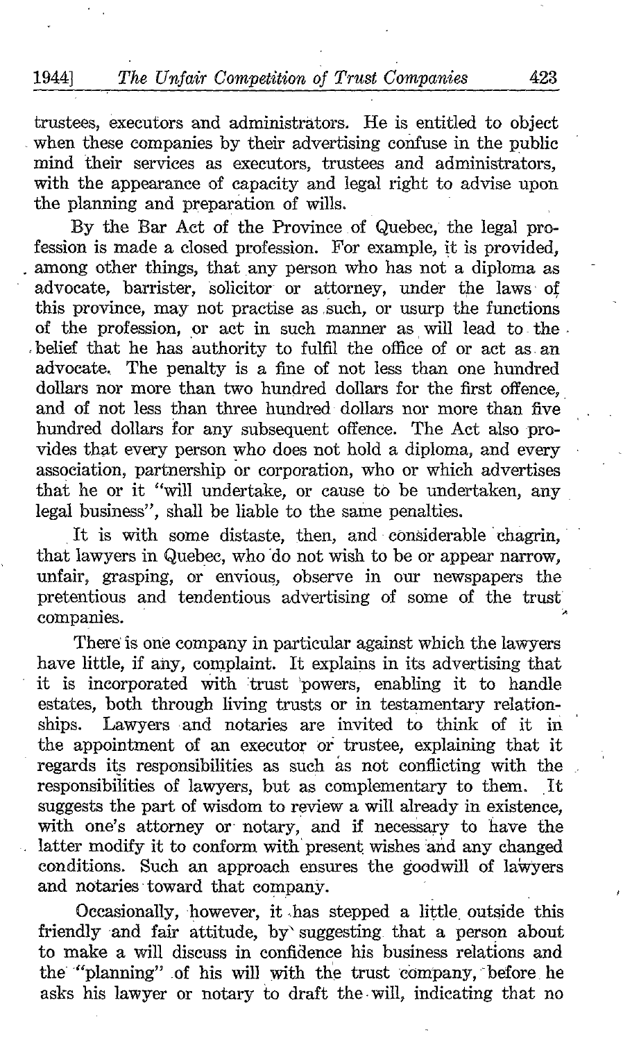trustees, executors and administrators. He is entitled to object when these companies by their advertising confuse in the public mind their services as executors, trustees and administrators, with the appearance of capacity and legal right to advise upon the planning and preparation of wills.

By the Bar Act of the Province of Quebec, the legal profession is made a closed profession. For example, it is provided, among other things, that any person who has not a diploma as advocate, barrister, solicitor or attorney, under the laws of this province, may not practise as such, or usurp the functions of the profession, or act in such manner as will lead to the belief that he has authority to fulfil the office of or act as an advocate. The penalty is a fine of not less than one hundred dollars nor more than two hundred dollars for the first offence, and of not less than three hundred dollars nor more than five hundred dollars for any subsequent offence. The Act also provides that every person who does not hold a diploma, and every association, partnership or corporation, who or which advertises that he or it "will undertake, or cause to be undertaken, any legal business", shall be liable to the same penalties.

It is with some distaste, then, and considerable chagrin, that lawyers in Quebec, who do not wish to be or appear narrow, unfair, grasping, or envious, observe in our newspapers the pretentious and tendentious advertising of some of the trust companies.

There is one company in particular against which the lawyers have little, if any, complaint. It explains in its advertising that it is incorporated with trust powers, enabling it to handle estates, both through living trusts or in testamentary relationships. Lawyers and notaries are invited to think of it in the appointment of an executor or trustee, explaining that it regards its responsibilities as such as not conflicting with the responsibilities of lawyers, but as complementary to them. It suggests the part of wisdom to review a will already in existence, with one's attorney or notary, and if necessary to have the latter modify it to conform with present wishes and any changed conditions. Such an approach ensures the goodwill of lawyers and notaries toward that company.

Occasionally, however, it has stepped a little outside this friendly and fair attitude, by suggesting that a person about to make a will discuss in confidence his business relations and the "planning" of his will with the trust company, before he asks his lawyer or notary to draft the will, indicating that no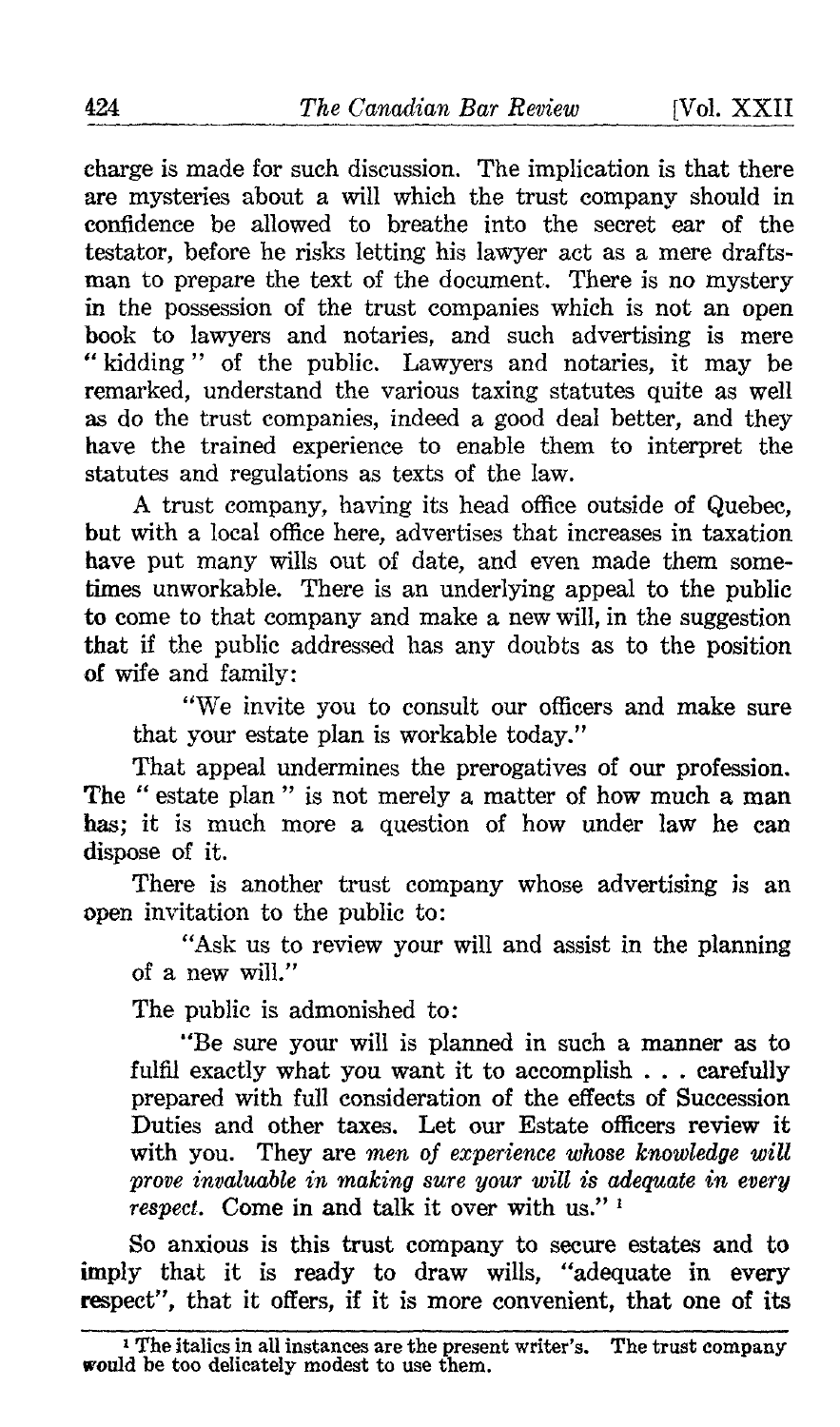charge is made for such discussion. The implication is that there are mysteries about a will which the trust company should in confidence be allowed to breathe into the secret ear of the testator, before he risks letting his lawyer act as a mere draftsman to prepare the text of the document. There is no mystery in the possession of the trust companies which is not an open book to lawyers and notaries, and such advertising is mere "kidding" of the public. Lawyers and notaries, it may be remarked, understand the various taxing statutes quite as well as do the trust companies, indeed a good deal better, and they have the trained experience to enable them to interpret the statutes and regulations as texts of the law.

A trust company, having its head office outside of Quebec, but with a local office here, advertises that increases in taxation have put many wills out of date, and even made them sometimes unworkable. There is an underlying appeal to the public to come to that company and make a new will, in the suggestion that if the public addressed has any doubts as to the position of wife and family:

> "We invite you to consult our officers and make sure that your estate plan is workable today."

That appeal undermines the prerogatives of our profession. The "estate plan" is not merely a matter of how much a man has; it is much more a question of how under law he can dispose of it.

There is another trust company whose advertising is an open invitation to the public to:

> "Ask us to review your will and assist in the planning of a new will."

The public is admonished to:

> "Be sure your will is planned in such a manner as to fulfil exactly what you want it to accomplish . . . carefully prepared with full consideration of the effects of Succession Duties and other taxes. Let our Estate officers review it with you. They are *men of experience whose knowledge will prove invaluable in making sure your will is adequate in every respect*. Come in and talk it over with us." [1]

So anxious is this trust company to secure estates and to imply that it is ready to draw wills, "adequate in every respect", that it offers, if it is more convenient, that one of its

---

[1] The italics in all instances are the present writer's. The trust company would be too delicately modest to use them.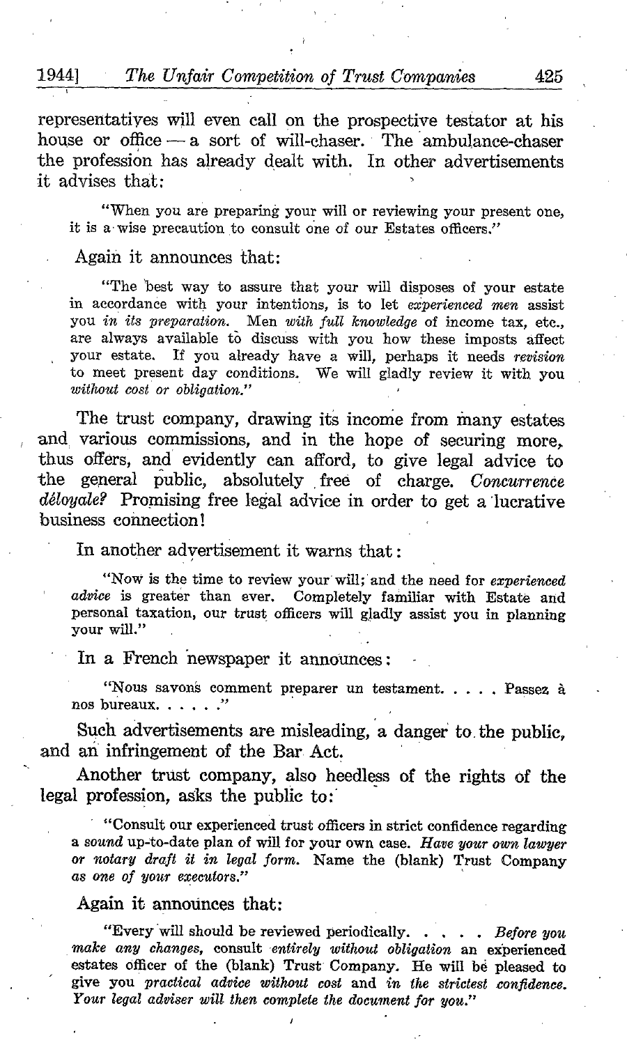representatives will even call on the prospective testator at his house or office — a sort of will-chaser. The ambulance-chaser the profession has already dealt with. In other advertisements it advises that:

> "When you are preparing your will or reviewing your present one, it is a wise precaution to consult one of our Estates officers."

Again it announces that:

> "The best way to assure that your will disposes of your estate in accordance with your intentions, is to let *experienced men* assist you *in its preparation.* Men *with full knowledge* of income tax, etc., are always available to discuss with you how these imposts affect your estate. If you already have a will, perhaps it needs *revision* to meet present day conditions. We will gladly review it with you *without cost or obligation.*"

The trust company, drawing its income from many estates and various commissions, and in the hope of securing more, thus offers, and evidently can afford, to give legal advice to the general public, absolutely free of charge. *Concurrence déloyale?* Promising free legal advice in order to get a lucrative business connection!

In another advertisement it warns that:

> "Now is the time to review your will; and the need for *experienced advice* is greater than ever. Completely familiar with Estate and personal taxation, our trust officers will gladly assist you in planning your will."

In a French newspaper it announces:

> "Nous savons comment preparer un testament. . . . . Passez à nos bureaux. . . . . ."

Such advertisements are misleading, a danger to the public, and an infringement of the Bar Act.

Another trust company, also heedless of the rights of the legal profession, asks the public to:

> "Consult our experienced trust officers in strict confidence regarding a *sound* up-to-date plan of will for your own case. *Have your own lawyer or notary draft it in legal form.* Name the (blank) Trust Company *as one of your executors.*"

Again it announces that:

> "Every will should be reviewed periodically. . . . . *Before you make any changes,* consult *entirely without obligation* an experienced estates officer of the (blank) Trust Company. He will be pleased to give you *practical advice without cost* and *in the strictest confidence. Your legal adviser will then complete the document for you.*"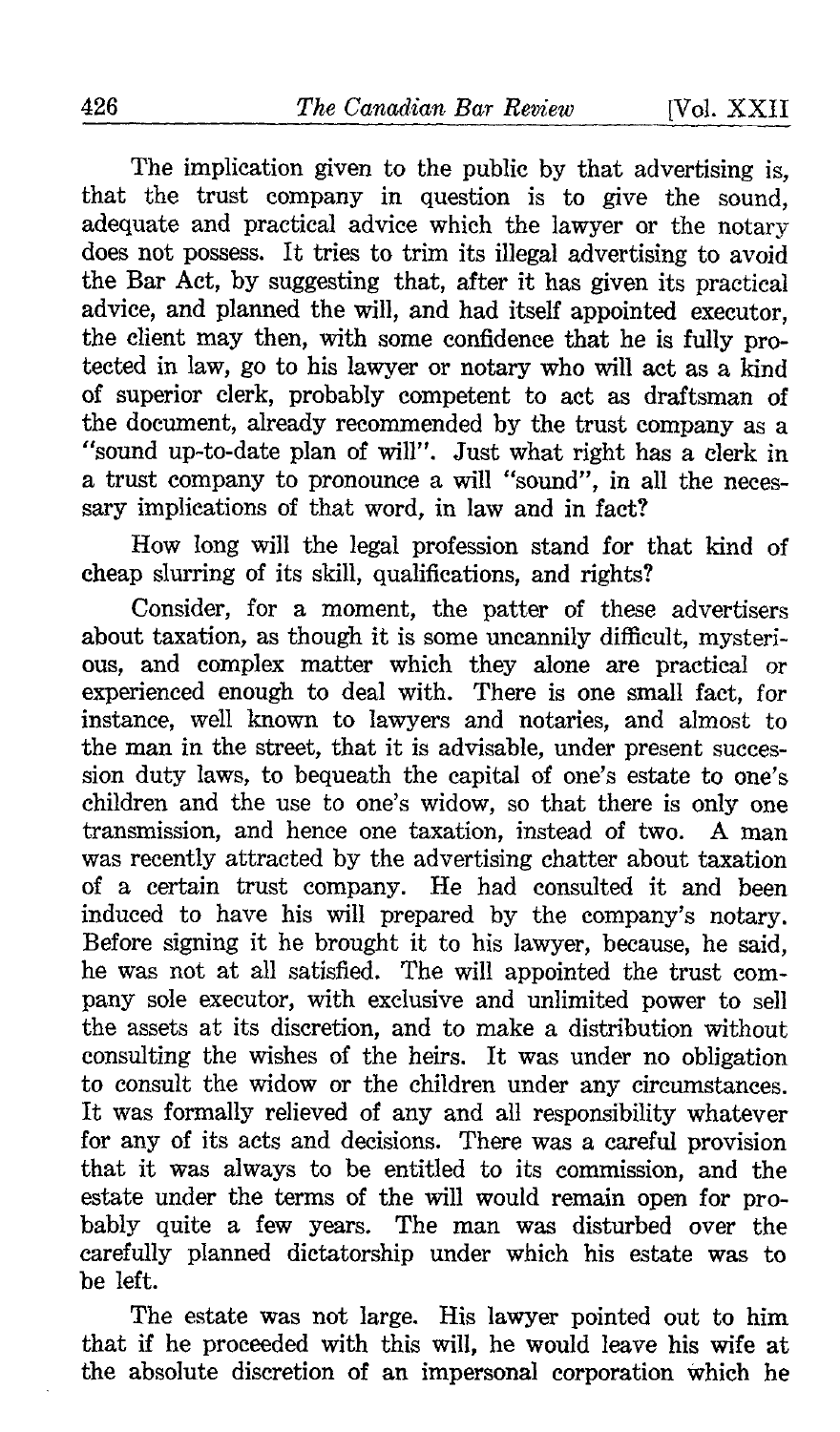The implication given to the public by that advertising is, that the trust company in question is to give the sound, adequate and practical advice which the lawyer or the notary does not possess. It tries to trim its illegal advertising to avoid the Bar Act, by suggesting that, after it has given its practical advice, and planned the will, and had itself appointed executor, the client may then, with some confidence that he is fully protected in law, go to his lawyer or notary who will act as a kind of superior clerk, probably competent to act as draftsman of the document, already recommended by the trust company as a "sound up-to-date plan of will". Just what right has a clerk in a trust company to pronounce a will "sound", in all the necessary implications of that word, in law and in fact?

How long will the legal profession stand for that kind of cheap slurring of its skill, qualifications, and rights?

Consider, for a moment, the patter of these advertisers about taxation, as though it is some uncannily difficult, mysterious, and complex matter which they alone are practical or experienced enough to deal with. There is one small fact, for instance, well known to lawyers and notaries, and almost to the man in the street, that it is advisable, under present succession duty laws, to bequeath the capital of one's estate to one's children and the use to one's widow, so that there is only one transmission, and hence one taxation, instead of two. A man was recently attracted by the advertising chatter about taxation of a certain trust company. He had consulted it and been induced to have his will prepared by the company's notary. Before signing it he brought it to his lawyer, because, he said, he was not at all satisfied. The will appointed the trust company sole executor, with exclusive and unlimited power to sell the assets at its discretion, and to make a distribution without consulting the wishes of the heirs. It was under no obligation to consult the widow or the children under any circumstances. It was formally relieved of any and all responsibility whatever for any of its acts and decisions. There was a careful provision that it was always to be entitled to its commission, and the estate under the terms of the will would remain open for probably quite a few years. The man was disturbed over the carefully planned dictatorship under which his estate was to be left.

The estate was not large. His lawyer pointed out to him that if he proceeded with this will, he would leave his wife at the absolute discretion of an impersonal corporation which he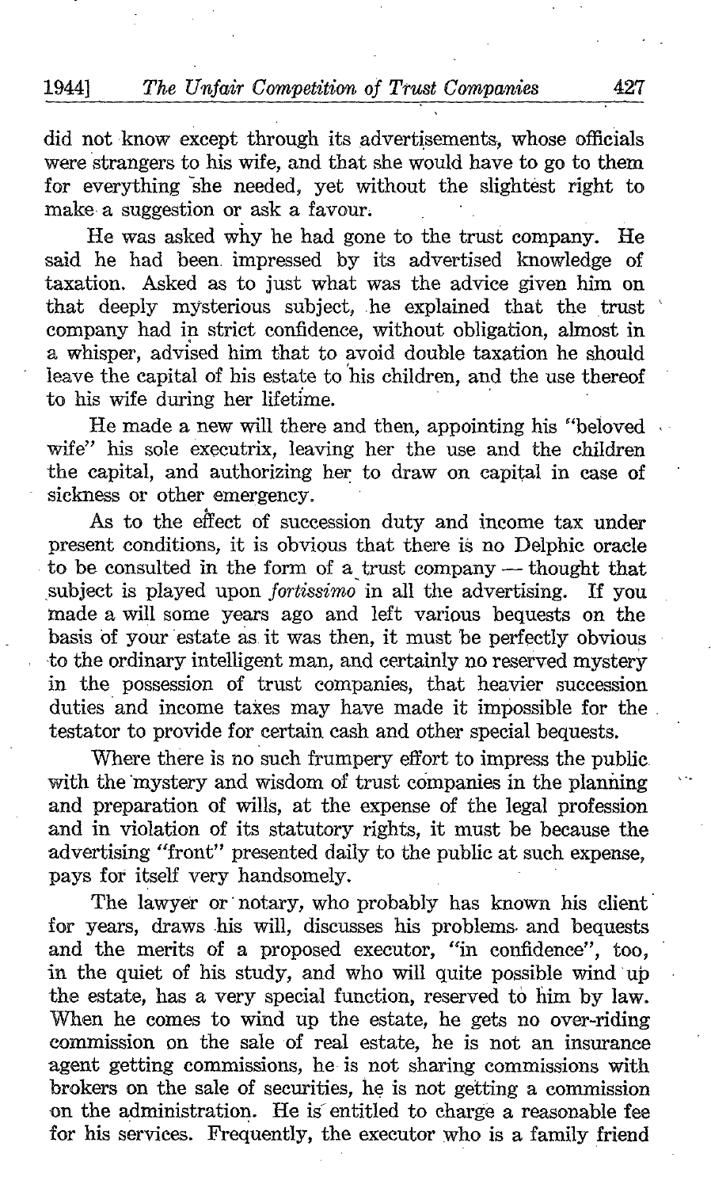did not know except through its advertisements, whose officials were strangers to his wife, and that she would have to go to them for everything she needed, yet without the slightest right to make a suggestion or ask a favour.

He was asked why he had gone to the trust company. He said he had been impressed by its advertised knowledge of taxation. Asked as to just what was the advice given him on that deeply mysterious subject, he explained that the trust company had in strict confidence, without obligation, almost in a whisper, advised him that to avoid double taxation he should leave the capital of his estate to his children, and the use thereof to his wife during her lifetime.

He made a new will there and then, appointing his "beloved wife" his sole executrix, leaving her the use and the children the capital, and authorizing her to draw on capital in case of sickness or other emergency.

As to the effect of succession duty and income tax under present conditions, it is obvious that there is no Delphic oracle to be consulted in the form of a trust company — thought that subject is played upon *fortissimo* in all the advertising. If you made a will some years ago and left various bequests on the basis of your estate as it was then, it must be perfectly obvious to the ordinary intelligent man, and certainly no reserved mystery in the possession of trust companies, that heavier succession duties and income taxes may have made it impossible for the testator to provide for certain cash and other special bequests.

Where there is no such frumpery effort to impress the public with the mystery and wisdom of trust companies in the planning and preparation of wills, at the expense of the legal profession and in violation of its statutory rights, it must be because the advertising "front" presented daily to the public at such expense, pays for itself very handsomely.

The lawyer or notary, who probably has known his client for years, draws his will, discusses his problems and bequests and the merits of a proposed executor, "in confidence", too, in the quiet of his study, and who will quite possible wind up the estate, has a very special function, reserved to him by law. When he comes to wind up the estate, he gets no over-riding commission on the sale of real estate, he is not an insurance agent getting commissions, he is not sharing commissions with brokers on the sale of securities, he is not getting a commission on the administration. He is entitled to charge a reasonable fee for his services. Frequently, the executor who is a family friend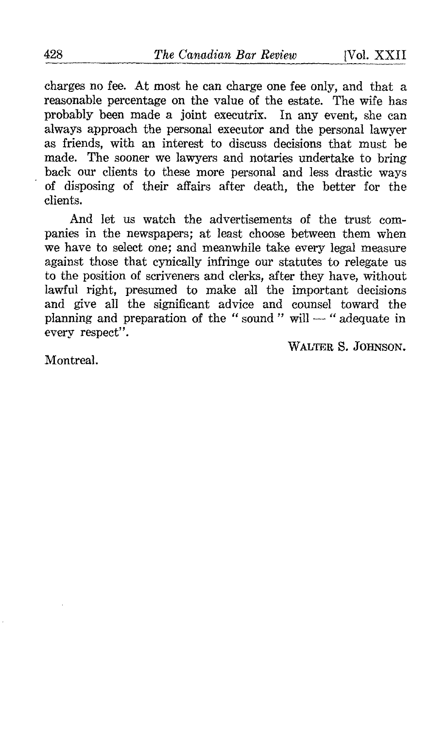charges no fee. At most he can charge one fee only, and that a reasonable percentage on the value of the estate. The wife has probably been made a joint executrix. In any event, she can always approach the personal executor and the personal lawyer as friends, with an interest to discuss decisions that must be made. The sooner we lawyers and notaries undertake to bring back our clients to these more personal and less drastic ways of disposing of their affairs after death, the better for the clients.

And let us watch the advertisements of the trust companies in the newspapers; at least choose between them when we have to select one; and meanwhile take every legal measure against those that cynically infringe our statutes to relegate us to the position of scriveners and clerks, after they have, without lawful right, presumed to make all the important decisions and give all the significant advice and counsel toward the planning and preparation of the "sound" will — "adequate in every respect".

WALTER S. JOHNSON.

Montreal.